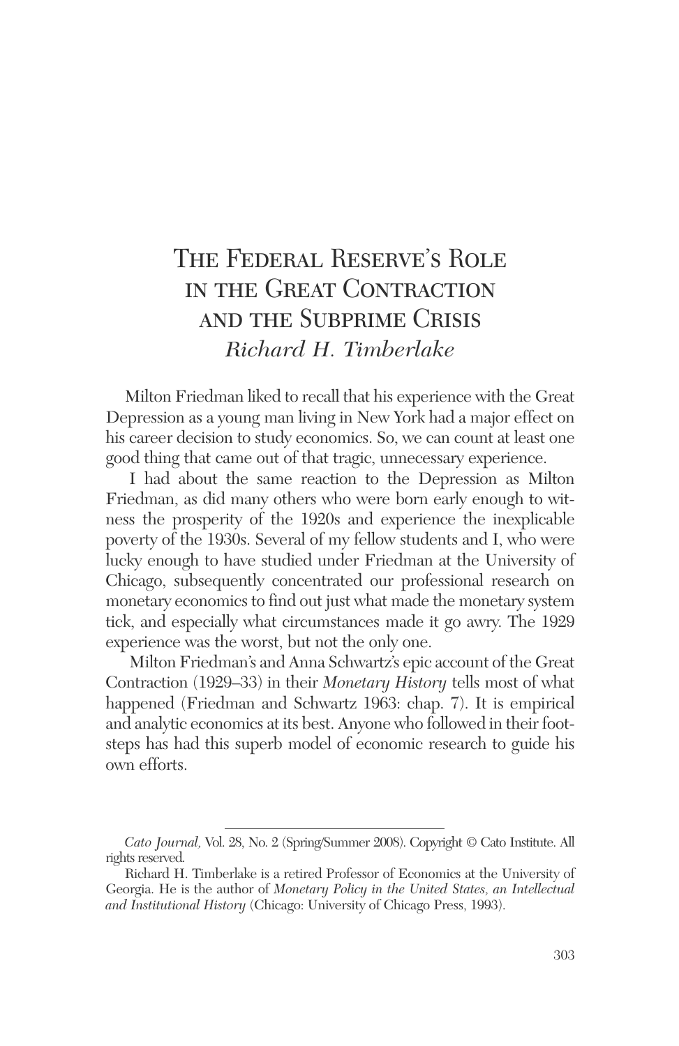# The Federal Reserve's Role in the Great Contraction and the Subprime Crisis

*Richard H. Timberlake*

Milton Friedman liked to recall that his experience with the Great Depression as a young man living in New York had a major effect on his career decision to study economics. So, we can count at least one good thing that came out of that tragic, unnecessary experience.

I had about the same reaction to the Depression as Milton Friedman, as did many others who were born early enough to witness the prosperity of the 1920s and experience the inexplicable poverty of the 1930s. Several of my fellow students and I, who were lucky enough to have studied under Friedman at the University of Chicago, subsequently concentrated our professional research on monetary economics to find out just what made the monetary system tick, and especially what circumstances made it go awry. The 1929 experience was the worst, but not the only one.

Milton Friedman's and Anna Schwartz's epic account of the Great Contraction (1929–33) in their *Monetary History* tells most of what happened (Friedman and Schwartz 1963: chap. 7). It is empirical and analytic economics at its best. Anyone who followed in their footsteps has had this superb model of economic research to guide his own efforts.

---

*Cato Journal,* Vol. 28, No. 2 (Spring/Summer 2008). Copyright © Cato Institute. All rights reserved.

Richard H. Timberlake is a retired Professor of Economics at the University of Georgia. He is the author of *Monetary Policy in the United States, an Intellectual and Institutional History* (Chicago: University of Chicago Press, 1993).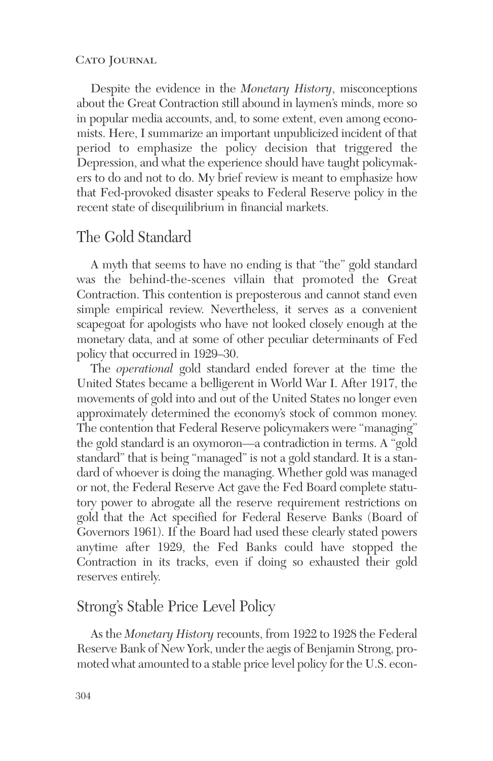Despite the evidence in the *Monetary History*, misconceptions about the Great Contraction still abound in laymen's minds, more so in popular media accounts, and, to some extent, even among economists. Here, I summarize an important unpublicized incident of that period to emphasize the policy decision that triggered the Depression, and what the experience should have taught policymakers to do and not to do. My brief review is meant to emphasize how that Fed-provoked disaster speaks to Federal Reserve policy in the recent state of disequilibrium in financial markets.

## The Gold Standard

A myth that seems to have no ending is that "the" gold standard was the behind-the-scenes villain that promoted the Great Contraction. This contention is preposterous and cannot stand even simple empirical review. Nevertheless, it serves as a convenient scapegoat for apologists who have not looked closely enough at the monetary data, and at some of other peculiar determinants of Fed policy that occurred in 1929–30.

The *operational* gold standard ended forever at the time the United States became a belligerent in World War I. After 1917, the movements of gold into and out of the United States no longer even approximately determined the economy's stock of common money. The contention that Federal Reserve policymakers were "managing" the gold standard is an oxymoron—a contradiction in terms. A "gold standard" that is being "managed" is not a gold standard. It is a standard of whoever is doing the managing. Whether gold was managed or not, the Federal Reserve Act gave the Fed Board complete statutory power to abrogate all the reserve requirement restrictions on gold that the Act specified for Federal Reserve Banks (Board of Governors 1961). If the Board had used these clearly stated powers anytime after 1929, the Fed Banks could have stopped the Contraction in its tracks, even if doing so exhausted their gold reserves entirely.

## Strong's Stable Price Level Policy

As the *Monetary History* recounts, from 1922 to 1928 the Federal Reserve Bank of New York, under the aegis of Benjamin Strong, promoted what amounted to a stable price level policy for the U.S. econ-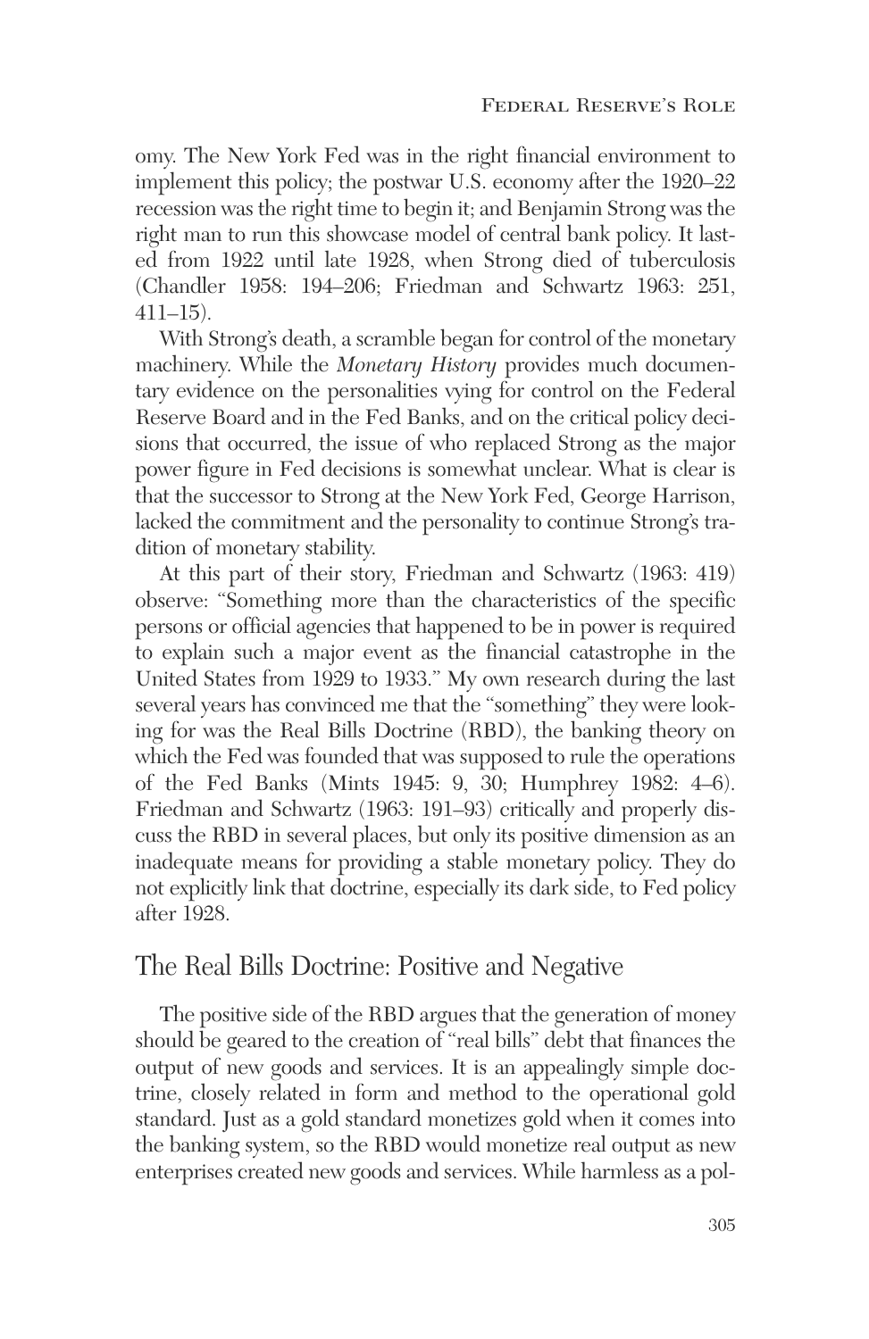omy. The New York Fed was in the right financial environment to implement this policy; the postwar U.S. economy after the 1920–22 recession was the right time to begin it; and Benjamin Strong was the right man to run this showcase model of central bank policy. It lasted from 1922 until late 1928, when Strong died of tuberculosis (Chandler 1958: 194–206; Friedman and Schwartz 1963: 251, 411–15).

With Strong's death, a scramble began for control of the monetary machinery. While the *Monetary History* provides much documentary evidence on the personalities vying for control on the Federal Reserve Board and in the Fed Banks, and on the critical policy decisions that occurred, the issue of who replaced Strong as the major power figure in Fed decisions is somewhat unclear. What is clear is that the successor to Strong at the New York Fed, George Harrison, lacked the commitment and the personality to continue Strong's tradition of monetary stability.

At this part of their story, Friedman and Schwartz (1963: 419) observe: "Something more than the characteristics of the specific persons or official agencies that happened to be in power is required to explain such a major event as the financial catastrophe in the United States from 1929 to 1933." My own research during the last several years has convinced me that the "something" they were looking for was the Real Bills Doctrine (RBD), the banking theory on which the Fed was founded that was supposed to rule the operations of the Fed Banks (Mints 1945: 9, 30; Humphrey 1982: 4–6). Friedman and Schwartz (1963: 191–93) critically and properly discuss the RBD in several places, but only its positive dimension as an inadequate means for providing a stable monetary policy. They do not explicitly link that doctrine, especially its dark side, to Fed policy after 1928.

## The Real Bills Doctrine: Positive and Negative

The positive side of the RBD argues that the generation of money should be geared to the creation of "real bills" debt that finances the output of new goods and services. It is an appealingly simple doctrine, closely related in form and method to the operational gold standard. Just as a gold standard monetizes gold when it comes into the banking system, so the RBD would monetize real output as new enterprises created new goods and services. While harmless as a pol-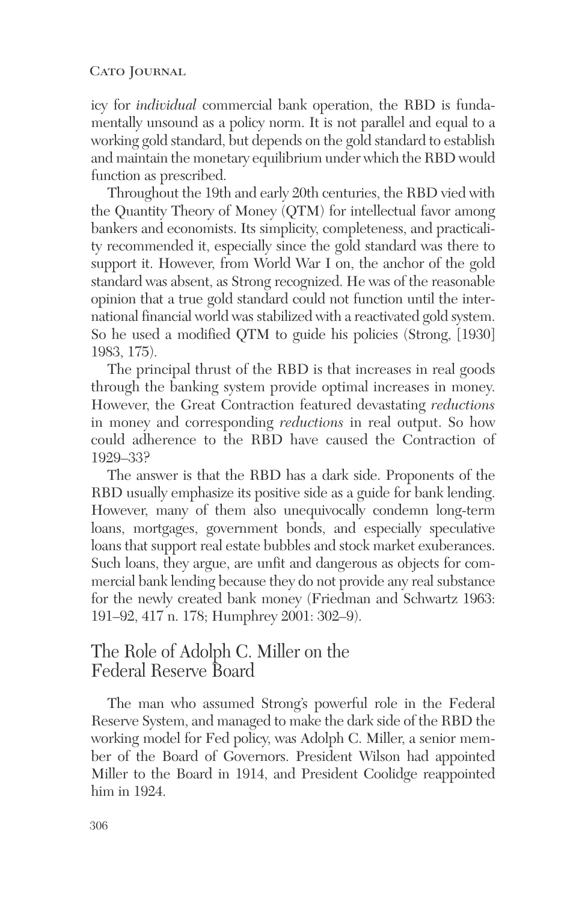icy for *individual* commercial bank operation, the RBD is fundamentally unsound as a policy norm. It is not parallel and equal to a working gold standard, but depends on the gold standard to establish and maintain the monetary equilibrium under which the RBD would function as prescribed.

Throughout the 19th and early 20th centuries, the RBD vied with the Quantity Theory of Money (QTM) for intellectual favor among bankers and economists. Its simplicity, completeness, and practicality recommended it, especially since the gold standard was there to support it. However, from World War I on, the anchor of the gold standard was absent, as Strong recognized. He was of the reasonable opinion that a true gold standard could not function until the international financial world was stabilized with a reactivated gold system. So he used a modified QTM to guide his policies (Strong, [1930] 1983, 175).

The principal thrust of the RBD is that increases in real goods through the banking system provide optimal increases in money. However, the Great Contraction featured devastating *reductions* in money and corresponding *reductions* in real output. So how could adherence to the RBD have caused the Contraction of 1929–33?

The answer is that the RBD has a dark side. Proponents of the RBD usually emphasize its positive side as a guide for bank lending. However, many of them also unequivocally condemn long-term loans, mortgages, government bonds, and especially speculative loans that support real estate bubbles and stock market exuberances. Such loans, they argue, are unfit and dangerous as objects for commercial bank lending because they do not provide any real substance for the newly created bank money (Friedman and Schwartz 1963: 191–92, 417 n. 178; Humphrey 2001: 302–9).

## The Role of Adolph C. Miller on the Federal Reserve Board

The man who assumed Strong's powerful role in the Federal Reserve System, and managed to make the dark side of the RBD the working model for Fed policy, was Adolph C. Miller, a senior member of the Board of Governors. President Wilson had appointed Miller to the Board in 1914, and President Coolidge reappointed him in 1924.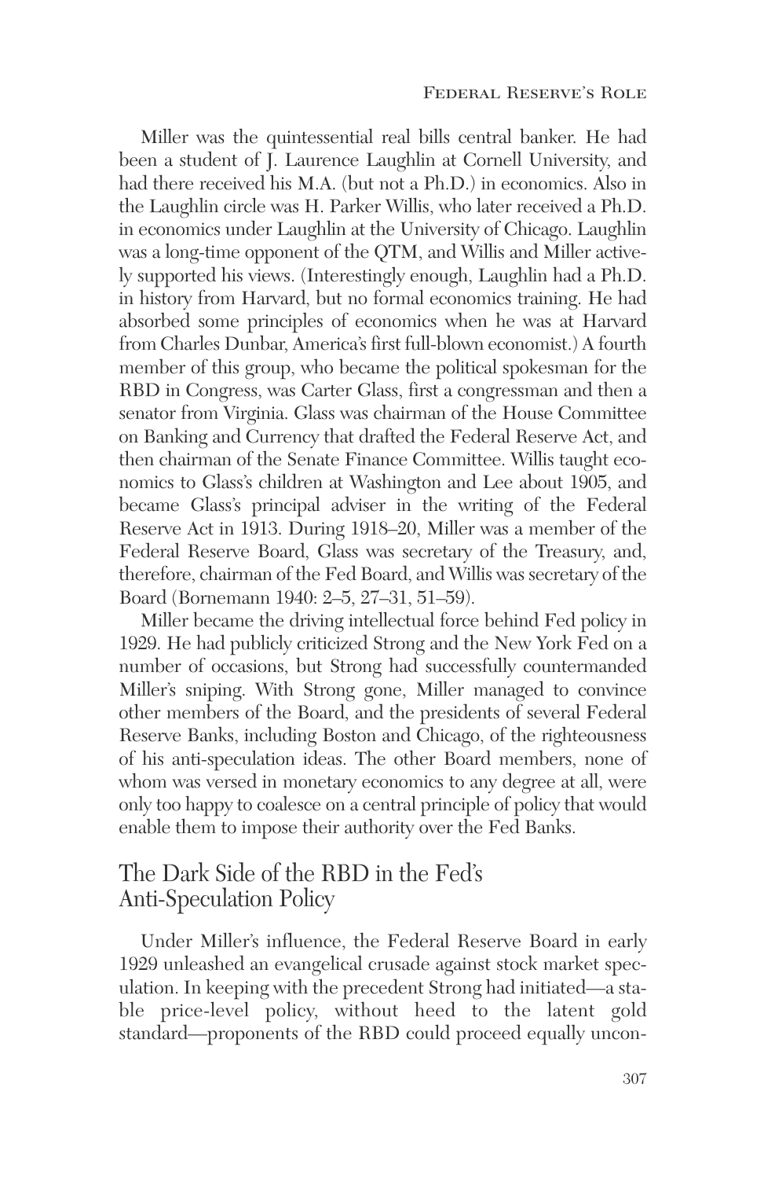Miller was the quintessential real bills central banker. He had been a student of J. Laurence Laughlin at Cornell University, and had there received his M.A. (but not a Ph.D.) in economics. Also in the Laughlin circle was H. Parker Willis, who later received a Ph.D. in economics under Laughlin at the University of Chicago. Laughlin was a long-time opponent of the QTM, and Willis and Miller actively supported his views. (Interestingly enough, Laughlin had a Ph.D. in history from Harvard, but no formal economics training. He had absorbed some principles of economics when he was at Harvard from Charles Dunbar, America's first full-blown economist.) A fourth member of this group, who became the political spokesman for the RBD in Congress, was Carter Glass, first a congressman and then a senator from Virginia. Glass was chairman of the House Committee on Banking and Currency that drafted the Federal Reserve Act, and then chairman of the Senate Finance Committee. Willis taught economics to Glass's children at Washington and Lee about 1905, and became Glass's principal adviser in the writing of the Federal Reserve Act in 1913. During 1918–20, Miller was a member of the Federal Reserve Board, Glass was secretary of the Treasury, and, therefore, chairman of the Fed Board, and Willis was secretary of the Board (Bornemann 1940: 2–5, 27–31, 51–59).

Miller became the driving intellectual force behind Fed policy in 1929. He had publicly criticized Strong and the New York Fed on a number of occasions, but Strong had successfully countermanded Miller's sniping. With Strong gone, Miller managed to convince other members of the Board, and the presidents of several Federal Reserve Banks, including Boston and Chicago, of the righteousness of his anti-speculation ideas. The other Board members, none of whom was versed in monetary economics to any degree at all, were only too happy to coalesce on a central principle of policy that would enable them to impose their authority over the Fed Banks.

## The Dark Side of the RBD in the Fed's Anti-Speculation Policy

Under Miller's influence, the Federal Reserve Board in early 1929 unleashed an evangelical crusade against stock market speculation. In keeping with the precedent Strong had initiated—a stable price-level policy, without heed to the latent gold standard—proponents of the RBD could proceed equally uncon-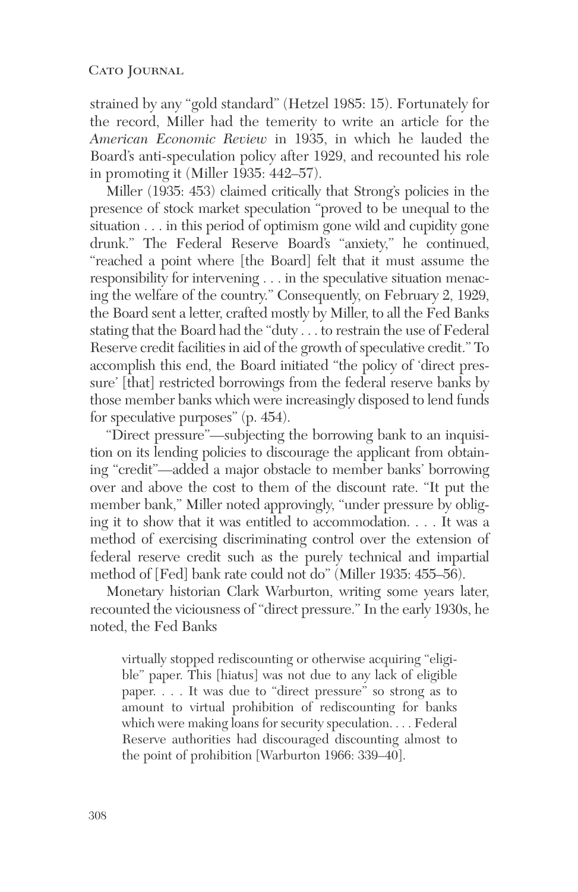strained by any "gold standard" (Hetzel 1985: 15). Fortunately for the record, Miller had the temerity to write an article for the *American Economic Review* in 1935, in which he lauded the Board's anti-speculation policy after 1929, and recounted his role in promoting it (Miller 1935: 442–57).

Miller (1935: 453) claimed critically that Strong's policies in the presence of stock market speculation "proved to be unequal to the situation . . . in this period of optimism gone wild and cupidity gone drunk." The Federal Reserve Board's "anxiety," he continued, "reached a point where [the Board] felt that it must assume the responsibility for intervening . . . in the speculative situation menacing the welfare of the country." Consequently, on February 2, 1929, the Board sent a letter, crafted mostly by Miller, to all the Fed Banks stating that the Board had the "duty . . . to restrain the use of Federal Reserve credit facilities in aid of the growth of speculative credit." To accomplish this end, the Board initiated "the policy of 'direct pressure' [that] restricted borrowings from the federal reserve banks by those member banks which were increasingly disposed to lend funds for speculative purposes" (p. 454).

"Direct pressure"—subjecting the borrowing bank to an inquisition on its lending policies to discourage the applicant from obtaining "credit"—added a major obstacle to member banks' borrowing over and above the cost to them of the discount rate. "It put the member bank," Miller noted approvingly, "under pressure by obliging it to show that it was entitled to accommodation. . . . It was a method of exercising discriminating control over the extension of federal reserve credit such as the purely technical and impartial method of [Fed] bank rate could not do" (Miller 1935: 455–56).

Monetary historian Clark Warburton, writing some years later, recounted the viciousness of "direct pressure." In the early 1930s, he noted, the Fed Banks

> virtually stopped rediscounting or otherwise acquiring "eligible" paper. This [hiatus] was not due to any lack of eligible paper. . . . It was due to "direct pressure" so strong as to amount to virtual prohibition of rediscounting for banks which were making loans for security speculation. . . . Federal Reserve authorities had discouraged discounting almost to the point of prohibition [Warburton 1966: 339–40].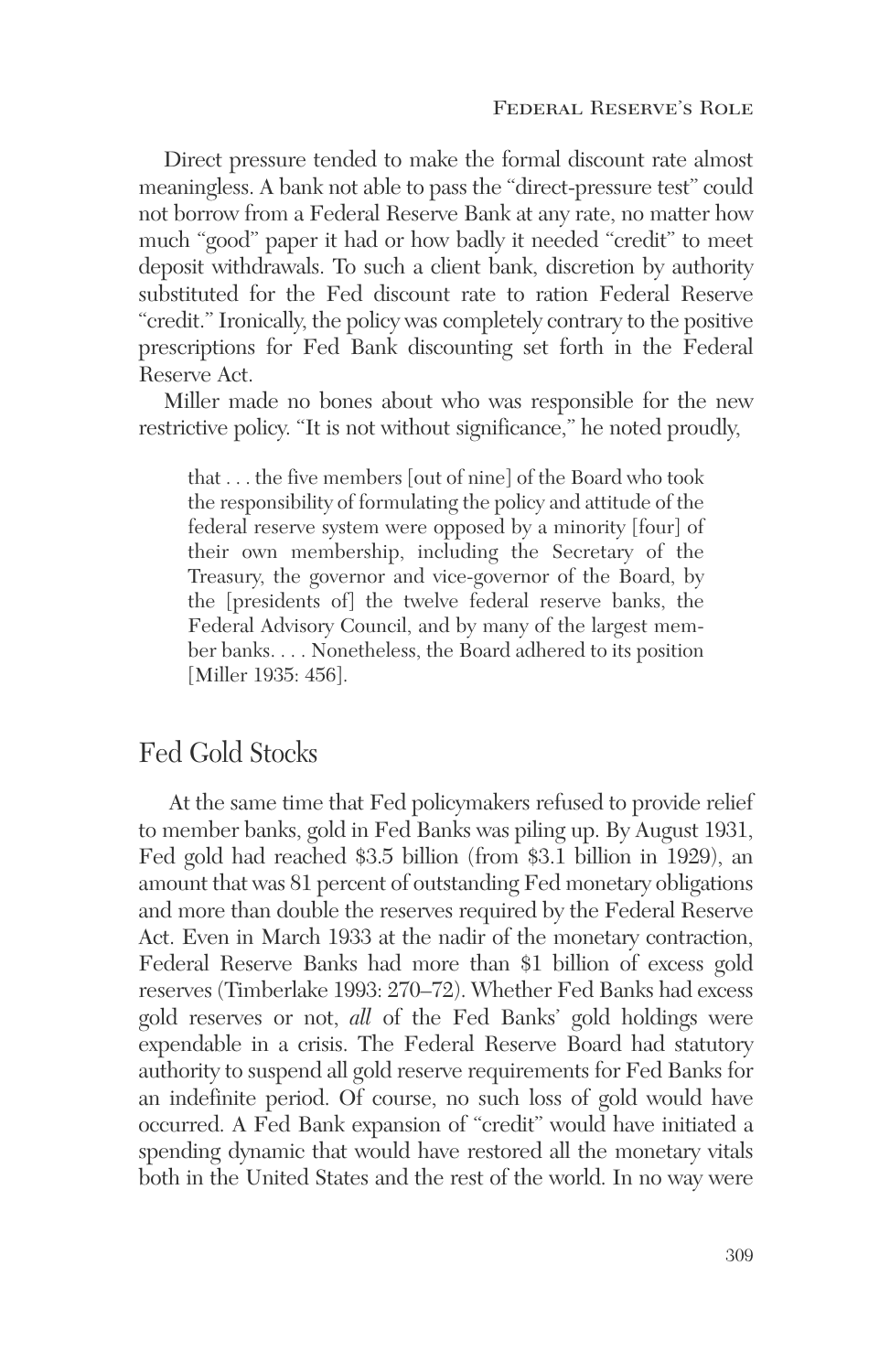Direct pressure tended to make the formal discount rate almost meaningless. A bank not able to pass the "direct-pressure test" could not borrow from a Federal Reserve Bank at any rate, no matter how much "good" paper it had or how badly it needed "credit" to meet deposit withdrawals. To such a client bank, discretion by authority substituted for the Fed discount rate to ration Federal Reserve "credit." Ironically, the policy was completely contrary to the positive prescriptions for Fed Bank discounting set forth in the Federal Reserve Act.

Miller made no bones about who was responsible for the new restrictive policy. "It is not without significance," he noted proudly,

> that . . . the five members [out of nine] of the Board who took the responsibility of formulating the policy and attitude of the federal reserve system were opposed by a minority [four] of their own membership, including the Secretary of the Treasury, the governor and vice-governor of the Board, by the [presidents of] the twelve federal reserve banks, the Federal Advisory Council, and by many of the largest member banks. . . . Nonetheless, the Board adhered to its position [Miller 1935: 456].

## Fed Gold Stocks

At the same time that Fed policymakers refused to provide relief to member banks, gold in Fed Banks was piling up. By August 1931, Fed gold had reached $3.5 billion (from $3.1 billion in 1929), an amount that was 81 percent of outstanding Fed monetary obligations and more than double the reserves required by the Federal Reserve Act. Even in March 1933 at the nadir of the monetary contraction, Federal Reserve Banks had more than $1 billion of excess gold reserves (Timberlake 1993: 270–72). Whether Fed Banks had excess gold reserves or not, *all* of the Fed Banks' gold holdings were expendable in a crisis. The Federal Reserve Board had statutory authority to suspend all gold reserve requirements for Fed Banks for an indefinite period. Of course, no such loss of gold would have occurred. A Fed Bank expansion of "credit" would have initiated a spending dynamic that would have restored all the monetary vitals both in the United States and the rest of the world. In no way were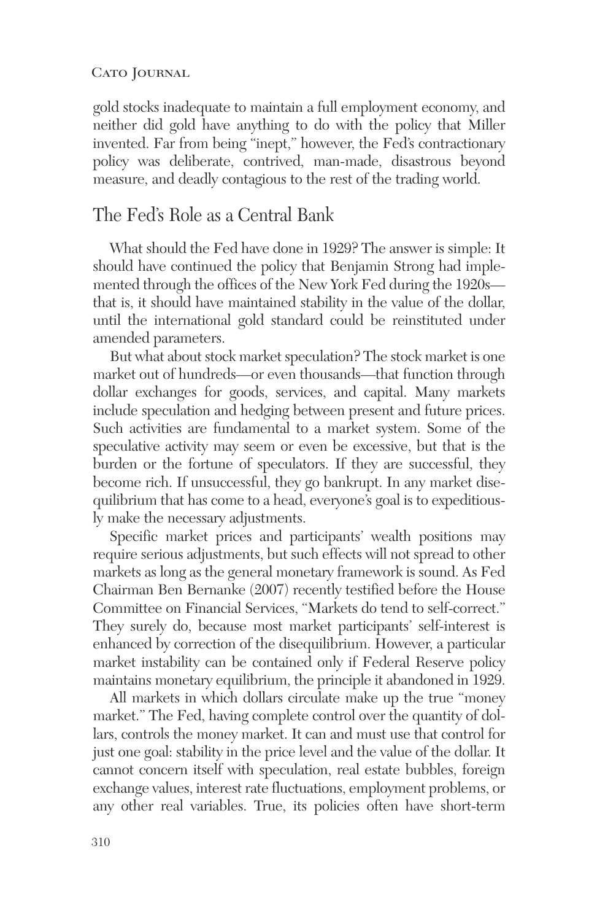gold stocks inadequate to maintain a full employment economy, and neither did gold have anything to do with the policy that Miller invented. Far from being "inept," however, the Fed's contractionary policy was deliberate, contrived, man-made, disastrous beyond measure, and deadly contagious to the rest of the trading world.

## The Fed's Role as a Central Bank

What should the Fed have done in 1929? The answer is simple: It should have continued the policy that Benjamin Strong had implemented through the offices of the New York Fed during the 1920s—that is, it should have maintained stability in the value of the dollar, until the international gold standard could be reinstituted under amended parameters.

But what about stock market speculation? The stock market is one market out of hundreds—or even thousands—that function through dollar exchanges for goods, services, and capital. Many markets include speculation and hedging between present and future prices. Such activities are fundamental to a market system. Some of the speculative activity may seem or even be excessive, but that is the burden or the fortune of speculators. If they are successful, they become rich. If unsuccessful, they go bankrupt. In any market disequilibrium that has come to a head, everyone's goal is to expeditiously make the necessary adjustments.

Specific market prices and participants' wealth positions may require serious adjustments, but such effects will not spread to other markets as long as the general monetary framework is sound. As Fed Chairman Ben Bernanke (2007) recently testified before the House Committee on Financial Services, "Markets do tend to self-correct." They surely do, because most market participants' self-interest is enhanced by correction of the disequilibrium. However, a particular market instability can be contained only if Federal Reserve policy maintains monetary equilibrium, the principle it abandoned in 1929.

All markets in which dollars circulate make up the true "money market." The Fed, having complete control over the quantity of dollars, controls the money market. It can and must use that control for just one goal: stability in the price level and the value of the dollar. It cannot concern itself with speculation, real estate bubbles, foreign exchange values, interest rate fluctuations, employment problems, or any other real variables. True, its policies often have short-term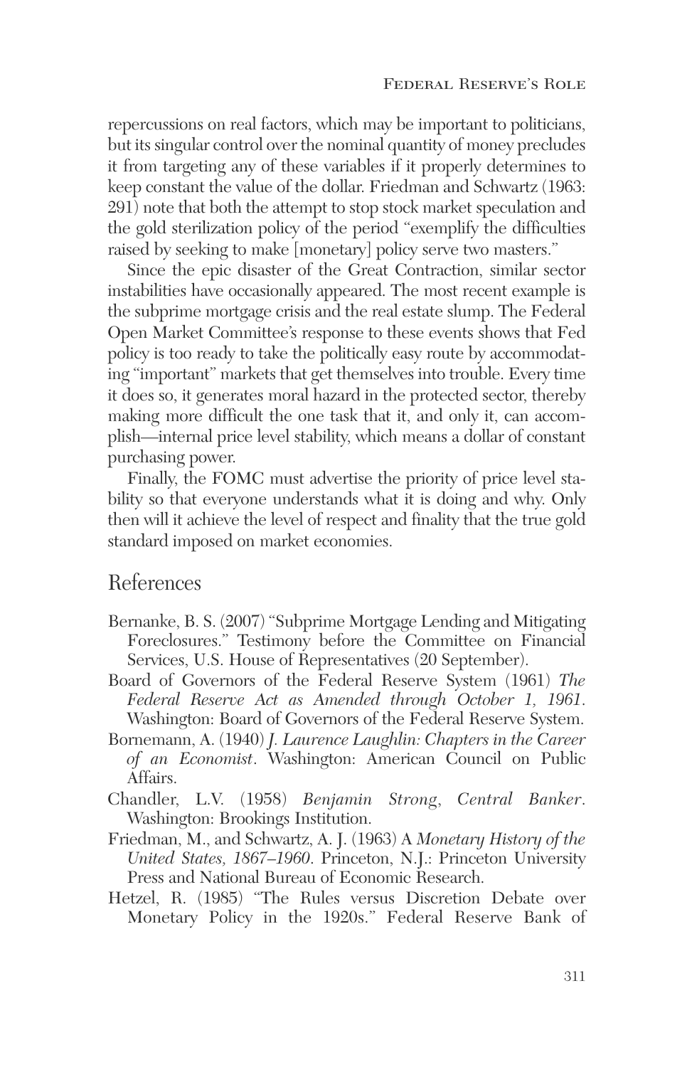repercussions on real factors, which may be important to politicians, but its singular control over the nominal quantity of money precludes it from targeting any of these variables if it properly determines to keep constant the value of the dollar. Friedman and Schwartz (1963: 291) note that both the attempt to stop stock market speculation and the gold sterilization policy of the period "exemplify the difficulties raised by seeking to make [monetary] policy serve two masters."

Since the epic disaster of the Great Contraction, similar sector instabilities have occasionally appeared. The most recent example is the subprime mortgage crisis and the real estate slump. The Federal Open Market Committee's response to these events shows that Fed policy is too ready to take the politically easy route by accommodating "important" markets that get themselves into trouble. Every time it does so, it generates moral hazard in the protected sector, thereby making more difficult the one task that it, and only it, can accomplish—internal price level stability, which means a dollar of constant purchasing power.

Finally, the FOMC must advertise the priority of price level stability so that everyone understands what it is doing and why. Only then will it achieve the level of respect and finality that the true gold standard imposed on market economies.

## References

Bernanke, B. S. (2007) "Subprime Mortgage Lending and Mitigating Foreclosures." Testimony before the Committee on Financial Services, U.S. House of Representatives (20 September).

Board of Governors of the Federal Reserve System (1961) *The Federal Reserve Act as Amended through October 1, 1961*. Washington: Board of Governors of the Federal Reserve System.

Bornemann, A. (1940) *J. Laurence Laughlin: Chapters in the Career of an Economist*. Washington: American Council on Public Affairs.

Chandler, L.V. (1958) *Benjamin Strong, Central Banker*. Washington: Brookings Institution.

Friedman, M., and Schwartz, A. J. (1963) A *Monetary History of the United States, 1867–1960*. Princeton, N.J.: Princeton University Press and National Bureau of Economic Research.

Hetzel, R. (1985) "The Rules versus Discretion Debate over Monetary Policy in the 1920s." Federal Reserve Bank of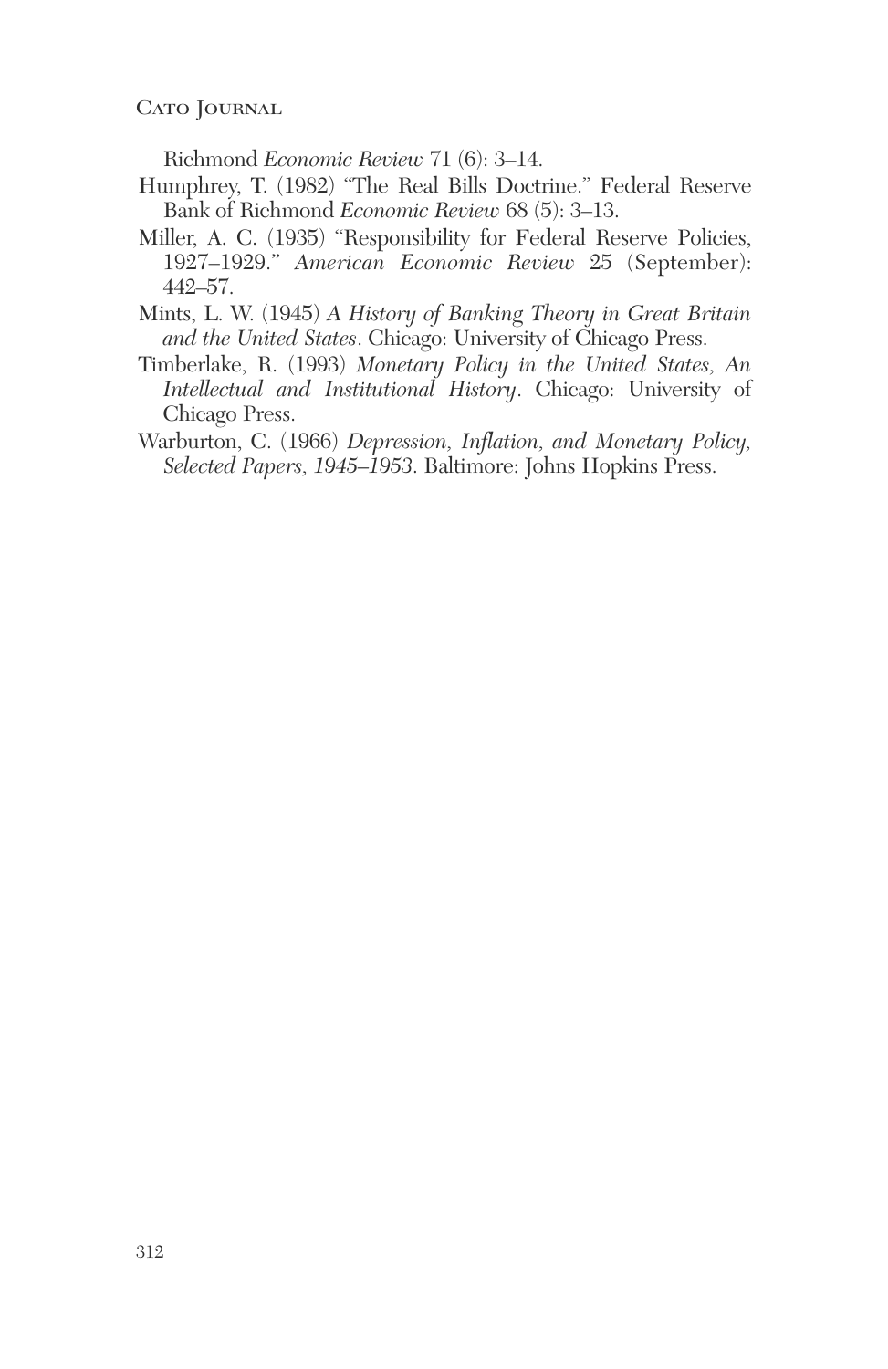Richmond *Economic Review* 71 (6): 3–14.

Humphrey, T. (1982) "The Real Bills Doctrine." Federal Reserve Bank of Richmond *Economic Review* 68 (5): 3–13.

Miller, A. C. (1935) "Responsibility for Federal Reserve Policies, 1927–1929." *American Economic Review* 25 (September): 442–57.

Mints, L. W. (1945) *A History of Banking Theory in Great Britain and the United States*. Chicago: University of Chicago Press.

Timberlake, R. (1993) *Monetary Policy in the United States, An Intellectual and Institutional History*. Chicago: University of Chicago Press.

Warburton, C. (1966) *Depression, Inflation, and Monetary Policy, Selected Papers, 1945–1953*. Baltimore: Johns Hopkins Press.